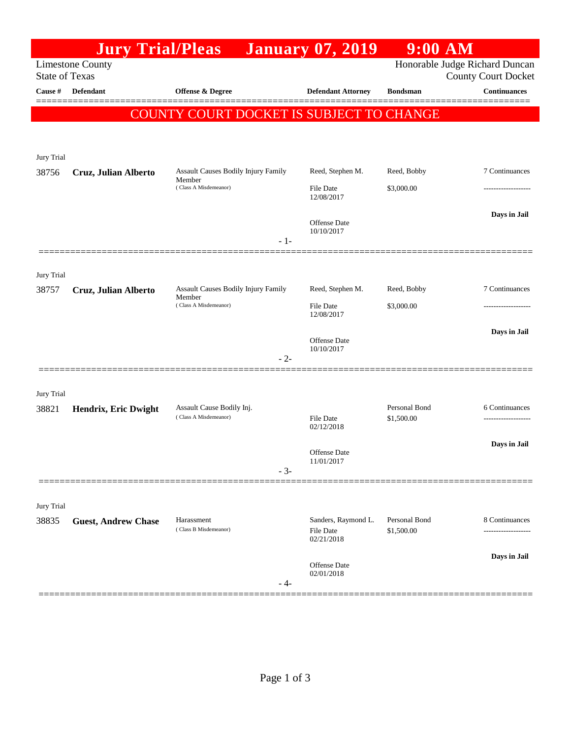# Jury Trial/Pleas January 07, 2019 9:00 AM

Limestone County
State of Texas

Honorable Judge Richard Duncan
County Court Docket

| Cause # | Defendant | Offense & Degree | Defendant Attorney | Bondsman | Continuances |
|---|---|---|---|---|---|

## COUNTY COURT DOCKET IS SUBJECT TO CHANGE

Jury Trial

| Cause # | Defendant | Offense & Degree | Defendant Attorney | Bondsman | Continuances |
|---|---|---|---|---|---|
| 38756 | **Cruz, Julian Alberto** | Assault Causes Bodily Injury Family Member (Class A Misdemeanor) | Reed, Stephen M. | Reed, Bobby | 7 Continuances |
| | | | File Date 12/08/2017 | $3,000.00 | ------------------- |
| | | | Offense Date 10/10/2017 | | **Days in Jail** |

- 1-

Jury Trial

| Cause # | Defendant | Offense & Degree | Defendant Attorney | Bondsman | Continuances |
|---|---|---|---|---|---|
| 38757 | **Cruz, Julian Alberto** | Assault Causes Bodily Injury Family Member (Class A Misdemeanor) | Reed, Stephen M. | Reed, Bobby | 7 Continuances |
| | | | File Date 12/08/2017 | $3,000.00 | ------------------- |
| | | | Offense Date 10/10/2017 | | **Days in Jail** |

- 2-

Jury Trial

| Cause # | Defendant | Offense & Degree | Defendant Attorney | Bondsman | Continuances |
|---|---|---|---|---|---|
| 38821 | **Hendrix, Eric Dwight** | Assault Cause Bodily Inj. (Class A Misdemeanor) | | Personal Bond | 6 Continuances |
| | | | File Date 02/12/2018 | $1,500.00 | ------------------- |
| | | | Offense Date 11/01/2017 | | **Days in Jail** |

- 3-

Jury Trial

| Cause # | Defendant | Offense & Degree | Defendant Attorney | Bondsman | Continuances |
|---|---|---|---|---|---|
| 38835 | **Guest, Andrew Chase** | Harassment (Class B Misdemeanor) | Sanders, Raymond L. | Personal Bond | 8 Continuances |
| | | | File Date 02/21/2018 | $1,500.00 | ------------------- |
| | | | Offense Date 02/01/2018 | | **Days in Jail** |

- 4-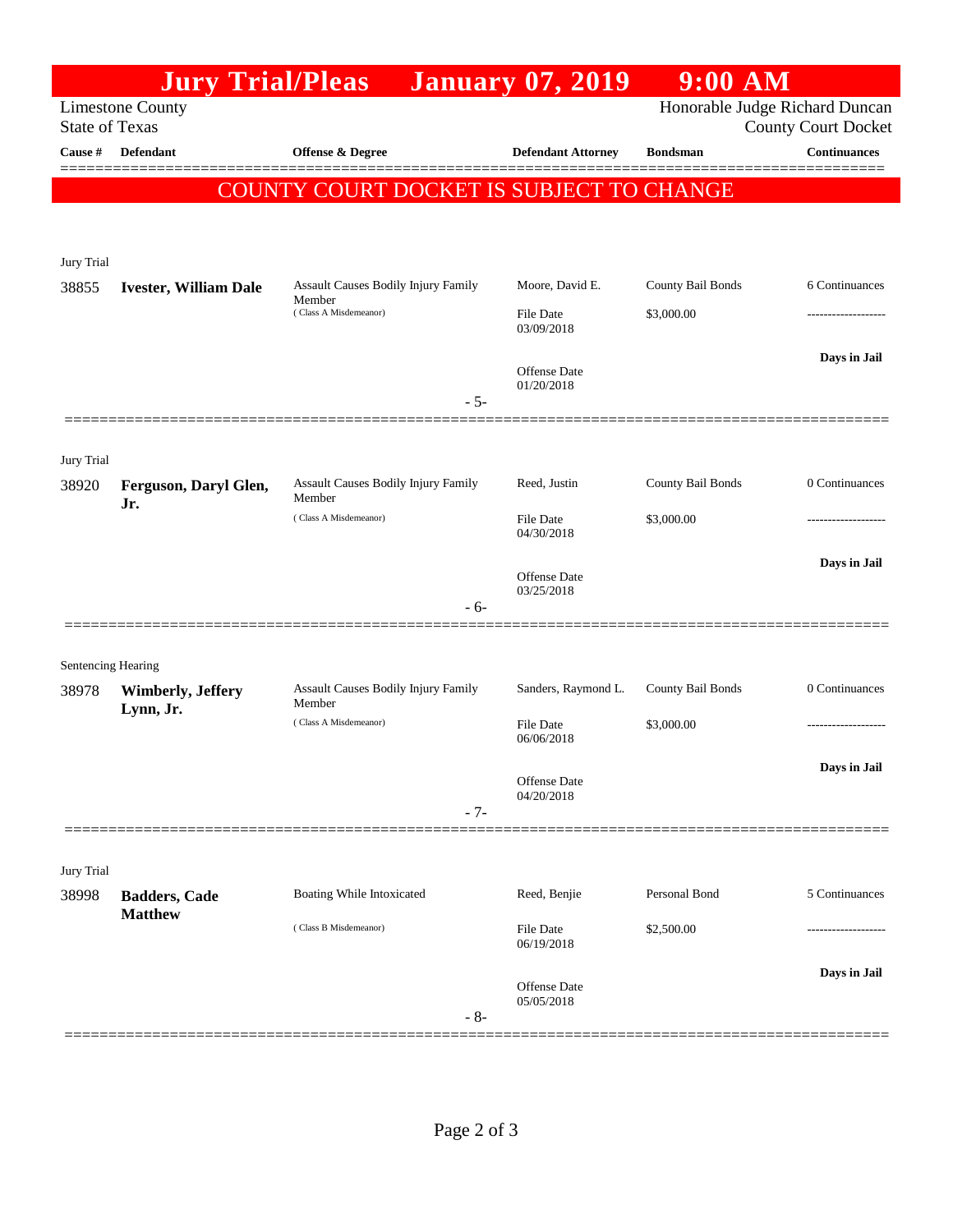# Jury Trial/Pleas January 07, 2019 9:00 AM

Limestone County
State of Texas

Honorable Judge Richard Duncan
County Court Docket

| Cause # | Defendant | Offense & Degree | Defendant Attorney | Bondsman | Continuances |
|---|---|---|---|---|---|

## COUNTY COURT DOCKET IS SUBJECT TO CHANGE

Jury Trial

| Cause # | Defendant | Offense & Degree | Defendant Attorney | Bondsman | Continuances |
|---|---|---|---|---|---|
| 38855 | **Ivester, William Dale** | Assault Causes Bodily Injury Family Member (Class A Misdemeanor) | Moore, David E. | County Bail Bonds | 6 Continuances |
| | | | File Date 03/09/2018 | $3,000.00 | ------------------- |
| | | | Offense Date 01/20/2018 | | **Days in Jail** |

- 5-

Jury Trial

| Cause # | Defendant | Offense & Degree | Defendant Attorney | Bondsman | Continuances |
|---|---|---|---|---|---|
| 38920 | **Ferguson, Daryl Glen, Jr.** | Assault Causes Bodily Injury Family Member (Class A Misdemeanor) | Reed, Justin | County Bail Bonds | 0 Continuances |
| | | | File Date 04/30/2018 | $3,000.00 | ------------------- |
| | | | Offense Date 03/25/2018 | | **Days in Jail** |

- 6-

Sentencing Hearing

| Cause # | Defendant | Offense & Degree | Defendant Attorney | Bondsman | Continuances |
|---|---|---|---|---|---|
| 38978 | **Wimberly, Jeffery Lynn, Jr.** | Assault Causes Bodily Injury Family Member (Class A Misdemeanor) | Sanders, Raymond L. | County Bail Bonds | 0 Continuances |
| | | | File Date 06/06/2018 | $3,000.00 | ------------------- |
| | | | Offense Date 04/20/2018 | | **Days in Jail** |

- 7-

Jury Trial

| Cause # | Defendant | Offense & Degree | Defendant Attorney | Bondsman | Continuances |
|---|---|---|---|---|---|
| 38998 | **Badders, Cade Matthew** | Boating While Intoxicated (Class B Misdemeanor) | Reed, Benjie | Personal Bond | 5 Continuances |
| | | | File Date 06/19/2018 | $2,500.00 | ------------------- |
| | | | Offense Date 05/05/2018 | | **Days in Jail** |

- 8-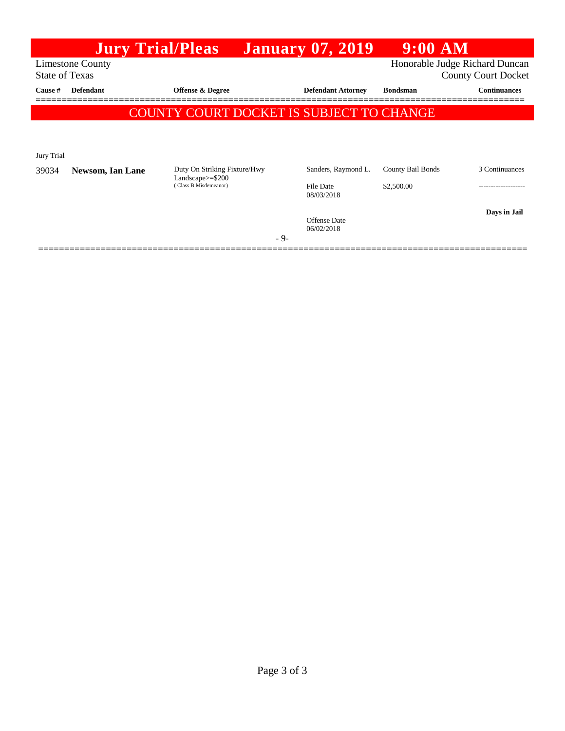# Jury Trial/Pleas January 07, 2019 9:00 AM

Limestone County
State of Texas

Honorable Judge Richard Duncan
County Court Docket

| Cause # | Defendant | Offense & Degree | Defendant Attorney | Bondsman | Continuances |
|---|---|---|---|---|---|

## COUNTY COURT DOCKET IS SUBJECT TO CHANGE

Jury Trial

| Cause # | Defendant | Offense & Degree | Defendant Attorney | Bondsman | Continuances |
|---|---|---|---|---|---|
| 39034 | **Newsom, Ian Lane** | Duty On Striking Fixture/Hwy Landscape>=$200 (Class B Misdemeanor) | Sanders, Raymond L. | County Bail Bonds | 3 Continuances |
| | | | File Date 08/03/2018 | $2,500.00 | ------------------- |
| | | | Offense Date 06/02/2018 | | **Days in Jail** |

- 9-